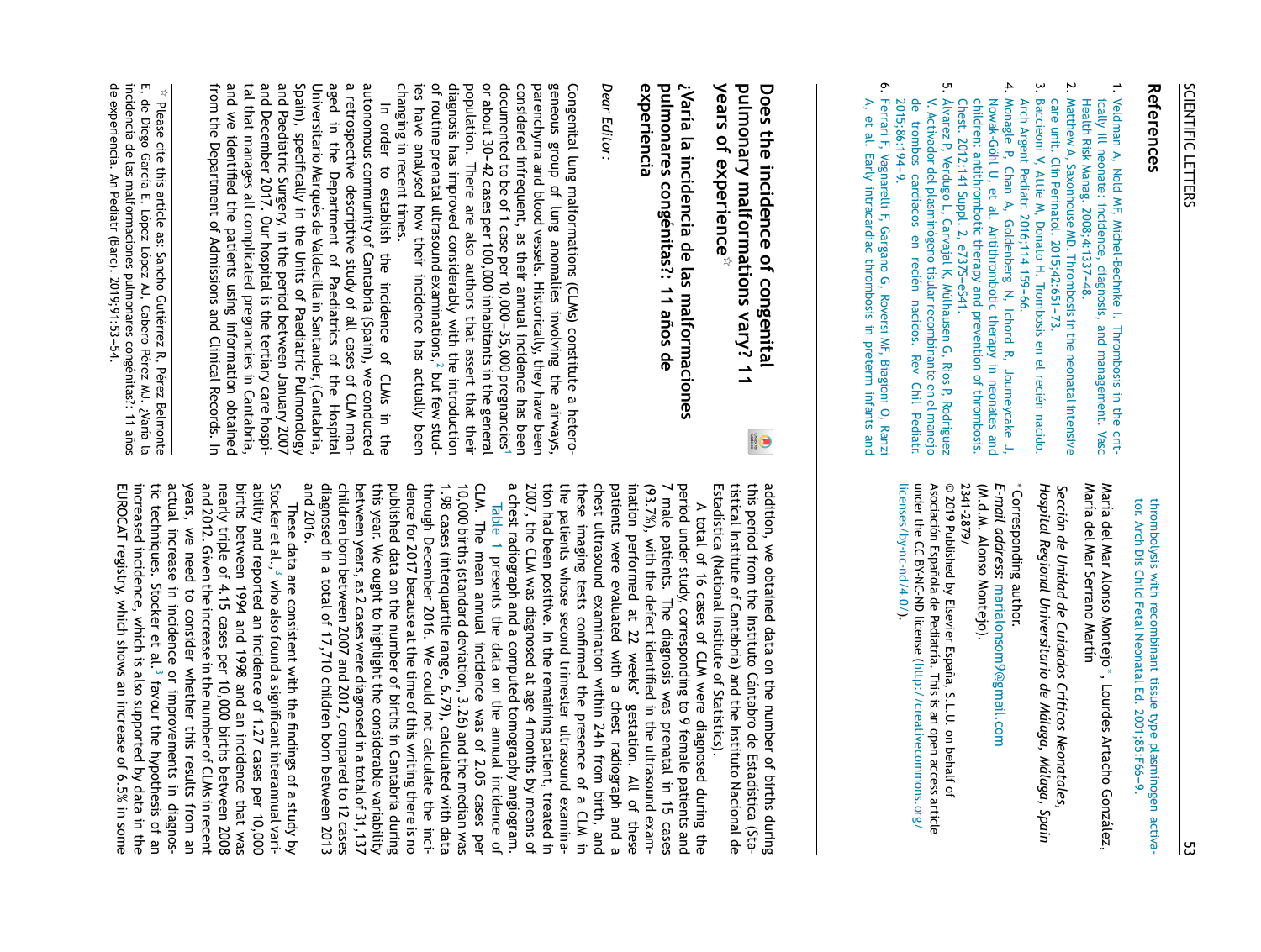## References

1. Veldman A, Nold MF, Michel-Bechnke I. Thrombosis in the critically ill neonate: incidence, diagnosis, and management. Vasc Health Risk Manag. 2008;4:1337–48.
2. Matthew A, Saxonhouse MD. Thrombosis in the neonatal intensive care unit. Clin Perinatol. 2015;42:651–73.
3. Baccioni V, Attie M, Donato H. Trombosis en el recién nacido. Arch Argent Pediatr. 2016;114:159–66.
4. Monagle P, Chan A, Goldenberg N, Ichord R, Journeycake J, Nowak-Göhl U, et al. Antithrombotic therapy in neonates and children: antithrombotic therapy and prevention of thrombosis. Chest. 2012;141 Suppl. 2, e737S–e541.
5. Álvarez P, Verdugo L, Carvajal K, Mülhausen G, Ríos P, Rodríguez V. Activador del plasminógeno tisular recombinante en el manejo de trombos cardiacos en recién nacidos. Rev Chil Pediatr. 2015;86:194–9.
6. Ferrari F, Vagnarelli F, Gargano G, Roversi MF, Biagioni O, Ranzi A, et al. Early intracardiac thrombosis in preterm infants and thrombolysis with recombinant tissue type plasminogen activator. Arch Dis Child Fetal Neonatal Ed. 2001;85:F66–9.

María del Mar Alonso Montejo*, Lourdes Artacho González, María del Mar Serrano Martín

*Sección de Unidad de Cuidados Críticos Neonatales, Hospital Regional Universitario de Málaga, Málaga, Spain*

* Corresponding author.

*E-mail address:* marialonsom9@gmail.com (M.d.M. Alonso Montejo).

2341-2879/

© 2019 Published by Elsevier España, S.L.U. on behalf of Asociación Española de Pediatría. This is an open access article under the CC BY-NC-ND license (http://creativecommons.org/licenses/by-nc-nd/4.0/).

# Does the incidence of congenital pulmonary malformations vary? 11 years of experience☆

## ¿Varía la incidencia de las malformaciones pulmonares congénitas?: 11 años de experiencia

*Dear Editor:*

Congenital lung malformations (CLMs) constitute a heterogeneous group of lung anomalies involving the airways, parenchyma and blood vessels. Historically, they have been considered infrequent, as their annual incidence has been documented to be of 1 case per 10,000–35,000 pregnancies[1] or about 30–42 cases per 100,000 inhabitants in the general population. There are also authors that assert that their diagnosis has improved considerably with the introduction of routine prenatal ultrasound examinations,[2] but few studies have analysed how their incidence has actually been changing in recent times.

In order to establish the incidence of CLMs in the autonomous community of Cantabria (Spain), we conducted a retrospective descriptive study of all cases of CLM managed in the Department of Paediatrics of the Hospital Universitario Marqués de Valdecilla in Santander, (Cantabria, Spain), specifically in the Units of Paediatric Pulmonology and Paediatric Surgery, in the period between January 2007 and December 2017. Our hospital is the tertiary care hospital that manages all complicated pregnancies in Cantabria, and we identified the patients using information obtained from the Department of Admissions and Clinical Records. In addition, we obtained data on the number of births during this period from the Instituto Cántabro de Estadística (Statistical Institute of Cantabria) and the Instituto Nacional de Estadística (National Institute of Statistics).

A total of 16 cases of CLM were diagnosed during the period under study, corresponding to 9 female patients and 7 male patients. The diagnosis was prenatal in 15 cases (93.7%), with the defect identified in the ultrasound examination performed at 22 weeks' gestation. All of these patients were evaluated with a chest radiograph and a chest ultrasound examination within 24 h from birth, and these imaging tests confirmed the presence of a CLM in the patients whose second trimester ultrasound examination had been positive. In the remaining patient, treated in 2007, the CLM was diagnosed at age 4 months by means of a chest radiograph and a computed tomography angiogram.

Table 1 presents the data on the annual incidence of CLM. The mean annual incidence was of 2.05 cases per 10,000 births (standard deviation, 3.26) and the median was 1.98 cases (interquartile range, 6.79), calculated with data through December 2016. We could not calculate the incidence for 2017 because at the time of this writing there is no published data on the number of births in Cantabria during this year. We ought to highlight the considerable variability between years, as 2 cases were diagnosed in a total of 31,137 children born between 2007 and 2012, compared to 12 cases diagnosed in a total of 17,710 children born between 2013 and 2016.

These data are consistent with the findings of a study by Stocker et al.,[3] who also found a significant interannual variability and reported an incidence of 1.27 cases per 10,000 births between 1994 and 1998 and an incidence that was nearly triple of 4.15 cases per 10,000 births between 2008 and 2012. Given the increase in the number of CLMs in recent years, we need to consider whether this results from an actual increase in incidence or improvements in diagnostic techniques. Stocker et al.[3] favour the hypothesis of an increased incidence, which is also supported by data in the EUROCAT registry, which shows an increase of 6.5% in some

☆ Please cite this article as: Sancho Gutiérrez R, Pérez Belmonte E, de Diego García E, López López AJ, Cabero Pérez MJ. ¿Varía la incidencia de las malformaciones pulmonares congénitas?: 11 años de experiencia. An Pediatr (Barc). 2019;91:53–54.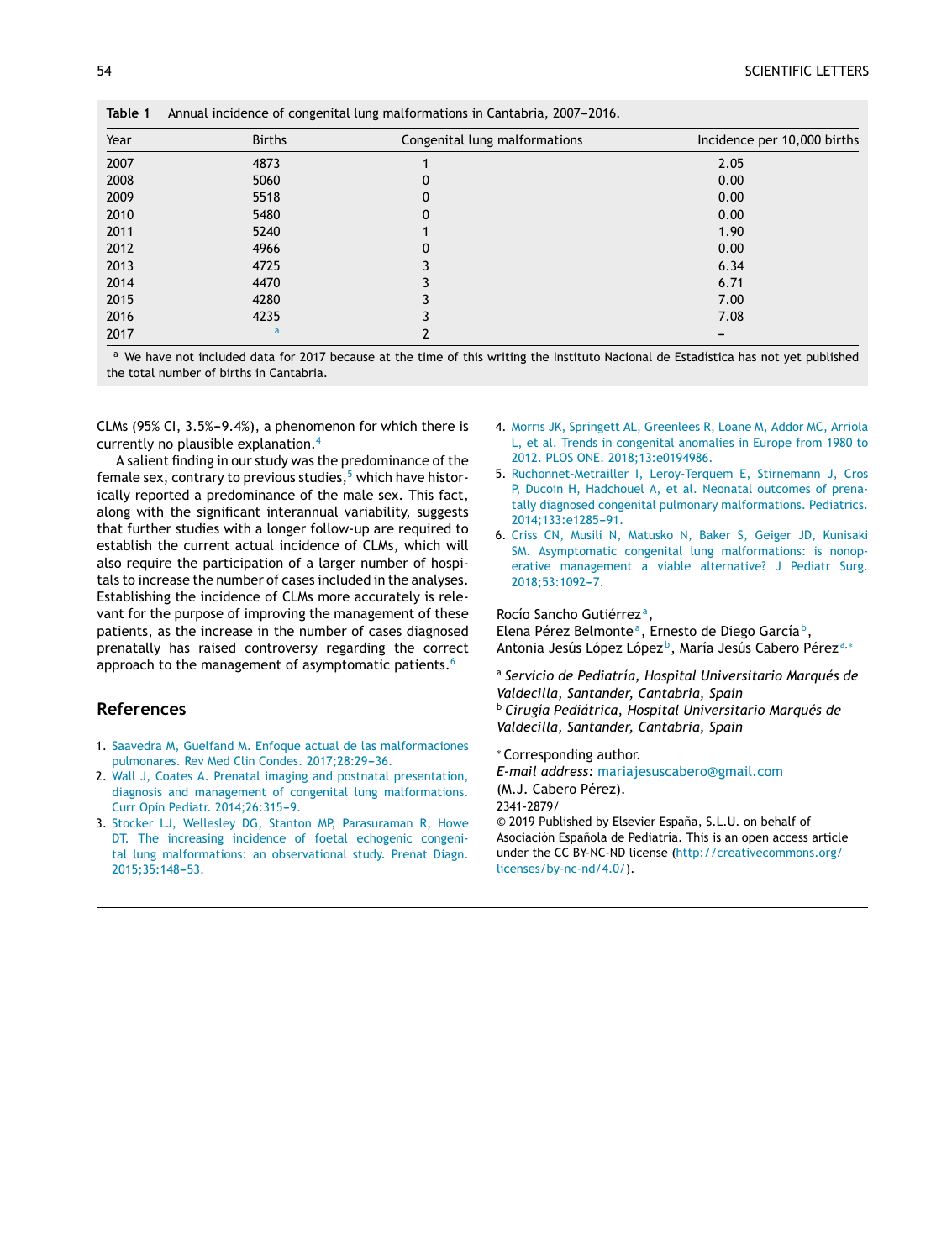**Table 1** Annual incidence of congenital lung malformations in Cantabria, 2007–2016.

| Year | Births | Congenital lung malformations | Incidence per 10,000 births |
|---|---|---|---|
| 2007 | 4873 | 1 | 2.05 |
| 2008 | 5060 | 0 | 0.00 |
| 2009 | 5518 | 0 | 0.00 |
| 2010 | 5480 | 0 | 0.00 |
| 2011 | 5240 | 1 | 1.90 |
| 2012 | 4966 | 0 | 0.00 |
| 2013 | 4725 | 3 | 6.34 |
| 2014 | 4470 | 3 | 6.71 |
| 2015 | 4280 | 3 | 7.00 |
| 2016 | 4235 | 3 | 7.08 |
| 2017 | [a] | 2 | – |

[a] We have not included data for 2017 because at the time of this writing the Instituto Nacional de Estadística has not yet published the total number of births in Cantabria.

CLMs (95% CI, 3.5%–9.4%), a phenomenon for which there is currently no plausible explanation.[4]

A salient finding in our study was the predominance of the female sex, contrary to previous studies,[5] which have historically reported a predominance of the male sex. This fact, along with the significant interannual variability, suggests that further studies with a longer follow-up are required to establish the current actual incidence of CLMs, which will also require the participation of a larger number of hospitals to increase the number of cases included in the analyses. Establishing the incidence of CLMs more accurately is relevant for the purpose of improving the management of these patients, as the increase in the number of cases diagnosed prenatally has raised controversy regarding the correct approach to the management of asymptomatic patients.[6]

## References

1. Saavedra M, Guelfand M. Enfoque actual de las malformaciones pulmonares. Rev Med Clin Condes. 2017;28:29–36.
2. Wall J, Coates A. Prenatal imaging and postnatal presentation, diagnosis and management of congenital lung malformations. Curr Opin Pediatr. 2014;26:315–9.
3. Stocker LJ, Wellesley DG, Stanton MP, Parasuraman R, Howe DT. The increasing incidence of foetal echogenic congenital lung malformations: an observational study. Prenat Diagn. 2015;35:148–53.
4. Morris JK, Springett AL, Greenlees R, Loane M, Addor MC, Arriola L, et al. Trends in congenital anomalies in Europe from 1980 to 2012. PLOS ONE. 2018;13:e0194986.
5. Ruchonnet-Metrailler I, Leroy-Terquem E, Stirnemann J, Cros P, Ducoin H, Hadchouel A, et al. Neonatal outcomes of prenatally diagnosed congenital pulmonary malformations. Pediatrics. 2014;133:e1285–91.
6. Criss CN, Musili N, Matusko N, Baker S, Geiger JD, Kunisaki SM. Asymptomatic congenital lung malformations: is nonoperative management a viable alternative? J Pediatr Surg. 2018;53:1092–7.

Rocío Sancho Gutiérrez[a], Elena Pérez Belmonte[a], Ernesto de Diego García[b], Antonia Jesús López López[b], María Jesús Cabero Pérez[a,*]

[a] *Servicio de Pediatría, Hospital Universitario Marqués de Valdecilla, Santander, Cantabria, Spain*
[b] *Cirugía Pediátrica, Hospital Universitario Marqués de Valdecilla, Santander, Cantabria, Spain*

* Corresponding author.
*E-mail address:* mariajesuscabero@gmail.com (M.J. Cabero Pérez).

2341-2879/
© 2019 Published by Elsevier España, S.L.U. on behalf of Asociación Española de Pediatría. This is an open access article under the CC BY-NC-ND license (http://creativecommons.org/licenses/by-nc-nd/4.0/).